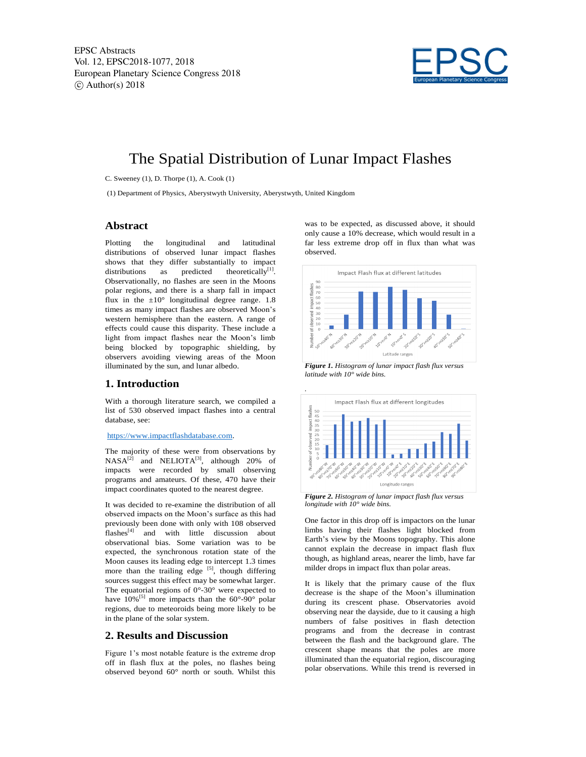EPSC Abstracts
Vol. 12, EPSC2018-1077, 2018
European Planetary Science Congress 2018
© Author(s) 2018

# The Spatial Distribution of Lunar Impact Flashes

C. Sweeney (1), D. Thorpe (1), A. Cook (1)

(1) Department of Physics, Aberystwyth University, Aberystwyth, United Kingdom

## Abstract

Plotting the longitudinal and latitudinal distributions of observed lunar impact flashes shows that they differ substantially to impact distributions as predicted theoretically[1]. Observationally, no flashes are seen in the Moons polar regions, and there is a sharp fall in impact flux in the ±10° longitudinal degree range. 1.8 times as many impact flashes are observed Moon's western hemisphere than the eastern. A range of effects could cause this disparity. These include a light from impact flashes near the Moon's limb being blocked by topographic shielding, by observers avoiding viewing areas of the Moon illuminated by the sun, and lunar albedo.

## 1. Introduction

With a thorough literature search, we compiled a list of 530 observed impact flashes into a central database, see:

https://www.impactflashdatabase.com.

The majority of these were from observations by NASA[2] and NELIOTA[3], although 20% of impacts were recorded by small observing programs and amateurs. Of these, 470 have their impact coordinates quoted to the nearest degree.

It was decided to re-examine the distribution of all observed impacts on the Moon's surface as this had previously been done with only with 108 observed flashes[4] and with little discussion about observational bias. Some variation was to be expected, the synchronous rotation state of the Moon causes its leading edge to intercept 1.3 times more than the trailing edge [5], though differing sources suggest this effect may be somewhat larger. The equatorial regions of 0°-30° were expected to have 10%[5] more impacts than the 60°-90° polar regions, due to meteoroids being more likely to be in the plane of the solar system.

## 2. Results and Discussion

Figure 1's most notable feature is the extreme drop off in flash flux at the poles, no flashes being observed beyond 60° north or south. Whilst this was to be expected, as discussed above, it should only cause a 10% decrease, which would result in a far less extreme drop off in flux than what was observed.

*Figure 1. Histogram of lunar impact flash flux versus latitude with 10° wide bins.*

*Figure 2. Histogram of lunar impact flash flux versus longitude with 10° wide bins.*

One factor in this drop off is impactors on the lunar limbs having their flashes light blocked from Earth's view by the Moons topography. This alone cannot explain the decrease in impact flash flux though, as highland areas, nearer the limb, have far milder drops in impact flux than polar areas.

It is likely that the primary cause of the flux decrease is the shape of the Moon's illumination during its crescent phase. Observatories avoid observing near the dayside, due to it causing a high numbers of false positives in flash detection programs and from the decrease in contrast between the flash and the background glare. The crescent shape means that the poles are more illuminated than the equatorial region, discouraging polar observations. While this trend is reversed in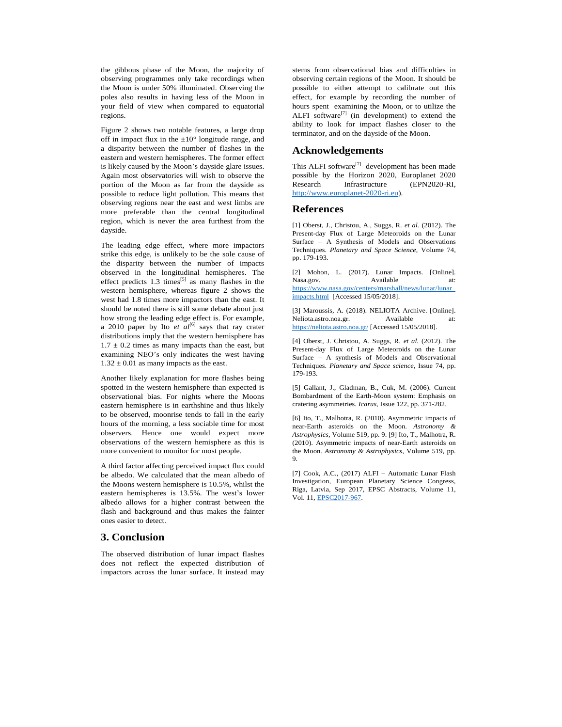the gibbous phase of the Moon, the majority of observing programmes only take recordings when the Moon is under 50% illuminated. Observing the poles also results in having less of the Moon in your field of view when compared to equatorial regions.

Figure 2 shows two notable features, a large drop off in impact flux in the ±10° longitude range, and a disparity between the number of flashes in the eastern and western hemispheres. The former effect is likely caused by the Moon's dayside glare issues. Again most observatories will wish to observe the portion of the Moon as far from the dayside as possible to reduce light pollution. This means that observing regions near the east and west limbs are more preferable than the central longitudinal region, which is never the area furthest from the dayside.

The leading edge effect, where more impactors strike this edge, is unlikely to be the sole cause of the disparity between the number of impacts observed in the longitudinal hemispheres. The effect predicts 1.3 times[5] as many flashes in the western hemisphere, whereas figure 2 shows the west had 1.8 times more impactors than the east. It should be noted there is still some debate about just how strong the leading edge effect is. For example, a 2010 paper by Ito *et al*[6] says that ray crater distributions imply that the western hemisphere has $1.7 \pm 0.2$ times as many impacts than the east, but examining NEO's only indicates the west having $1.32 \pm 0.01$ as many impacts as the east.

Another likely explanation for more flashes being spotted in the western hemisphere than expected is observational bias. For nights where the Moons eastern hemisphere is in earthshine and thus likely to be observed, moonrise tends to fall in the early hours of the morning, a less sociable time for most observers. Hence one would expect more observations of the western hemisphere as this is more convenient to monitor for most people.

A third factor affecting perceived impact flux could be albedo. We calculated that the mean albedo of the Moons western hemisphere is 10.5%, whilst the eastern hemispheres is 13.5%. The west's lower albedo allows for a higher contrast between the flash and background and thus makes the fainter ones easier to detect.

## 3. Conclusion

The observed distribution of lunar impact flashes does not reflect the expected distribution of impactors across the lunar surface. It instead may stems from observational bias and difficulties in observing certain regions of the Moon. It should be possible to either attempt to calibrate out this effect, for example by recording the number of hours spent examining the Moon, or to utilize the ALFI software[7] (in development) to extend the ability to look for impact flashes closer to the terminator, and on the dayside of the Moon.

## Acknowledgements

This ALFI software[7] development has been made possible by the Horizon 2020, Europlanet 2020 Research Infrastructure (EPN2020-RI, http://www.europlanet-2020-ri.eu).

## References

[1] Oberst, J., Christou, A., Suggs, R. *et al.* (2012). The Present-day Flux of Large Meteoroids on the Lunar Surface – A Synthesis of Models and Observations Techniques. *Planetary and Space Science*, Volume 74, pp. 179-193.

[2] Mohon, L. (2017). Lunar Impacts. [Online]. Nasa.gov. Available at: https://www.nasa.gov/centers/marshall/news/lunar/lunar_impacts.html [Accessed 15/05/2018].

[3] Maroussis, A. (2018). NELIOTA Archive. [Online]. Neliota.astro.noa.gr. Available at: https://neliota.astro.noa.gr/ [Accessed 15/05/2018].

[4] Oberst, J. Christou, A. Suggs, R. *et al.* (2012). The Present-day Flux of Large Meteoroids on the Lunar Surface – A synthesis of Models and Observational Techniques. *Planetary and Space science*, Issue 74, pp. 179-193.

[5] Gallant, J., Gladman, B., Cuk, M. (2006). Current Bombardment of the Earth-Moon system: Emphasis on cratering asymmetries. *Icarus*, Issue 122, pp. 371-282.

[6] Ito, T., Malhotra, R. (2010). Asymmetric impacts of near-Earth asteroids on the Moon. *Astronomy & Astrophysics*, Volume 519, pp. 9. [9] Ito, T., Malhotra, R. (2010). Asymmetric impacts of near-Earth asteroids on the Moon. *Astronomy & Astrophysics*, Volume 519, pp. 9.

[7] Cook, A.C., (2017) ALFI – Automatic Lunar Flash Investigation, European Planetary Science Congress, Riga, Latvia, Sep 2017, EPSC Abstracts, Volume 11, Vol. 11, EPSC2017-967.